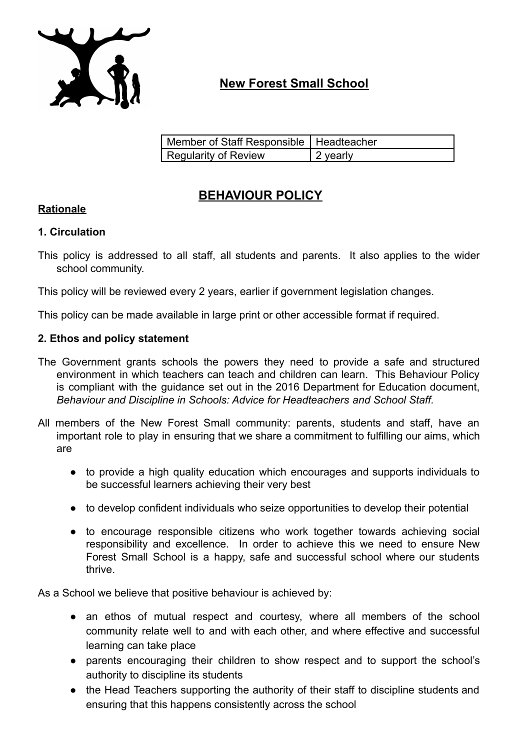# New Forest Small School

| Member of Staff Responsible | Headteacher |
| --- | --- |
| Regularity of Review | 2 yearly |

## BEHAVIOUR POLICY

**Rationale**

### 1. Circulation

This policy is addressed to all staff, all students and parents. It also applies to the wider school community.

This policy will be reviewed every 2 years, earlier if government legislation changes.

This policy can be made available in large print or other accessible format if required.

### 2. Ethos and policy statement

The Government grants schools the powers they need to provide a safe and structured environment in which teachers can teach and children can learn. This Behaviour Policy is compliant with the guidance set out in the 2016 Department for Education document, *Behaviour and Discipline in Schools: Advice for Headteachers and School Staff.*

All members of the New Forest Small community: parents, students and staff, have an important role to play in ensuring that we share a commitment to fulfilling our aims, which are

- to provide a high quality education which encourages and supports individuals to be successful learners achieving their very best
- to develop confident individuals who seize opportunities to develop their potential
- to encourage responsible citizens who work together towards achieving social responsibility and excellence. In order to achieve this we need to ensure New Forest Small School is a happy, safe and successful school where our students thrive.

As a School we believe that positive behaviour is achieved by:

- an ethos of mutual respect and courtesy, where all members of the school community relate well to and with each other, and where effective and successful learning can take place
- parents encouraging their children to show respect and to support the school's authority to discipline its students
- the Head Teachers supporting the authority of their staff to discipline students and ensuring that this happens consistently across the school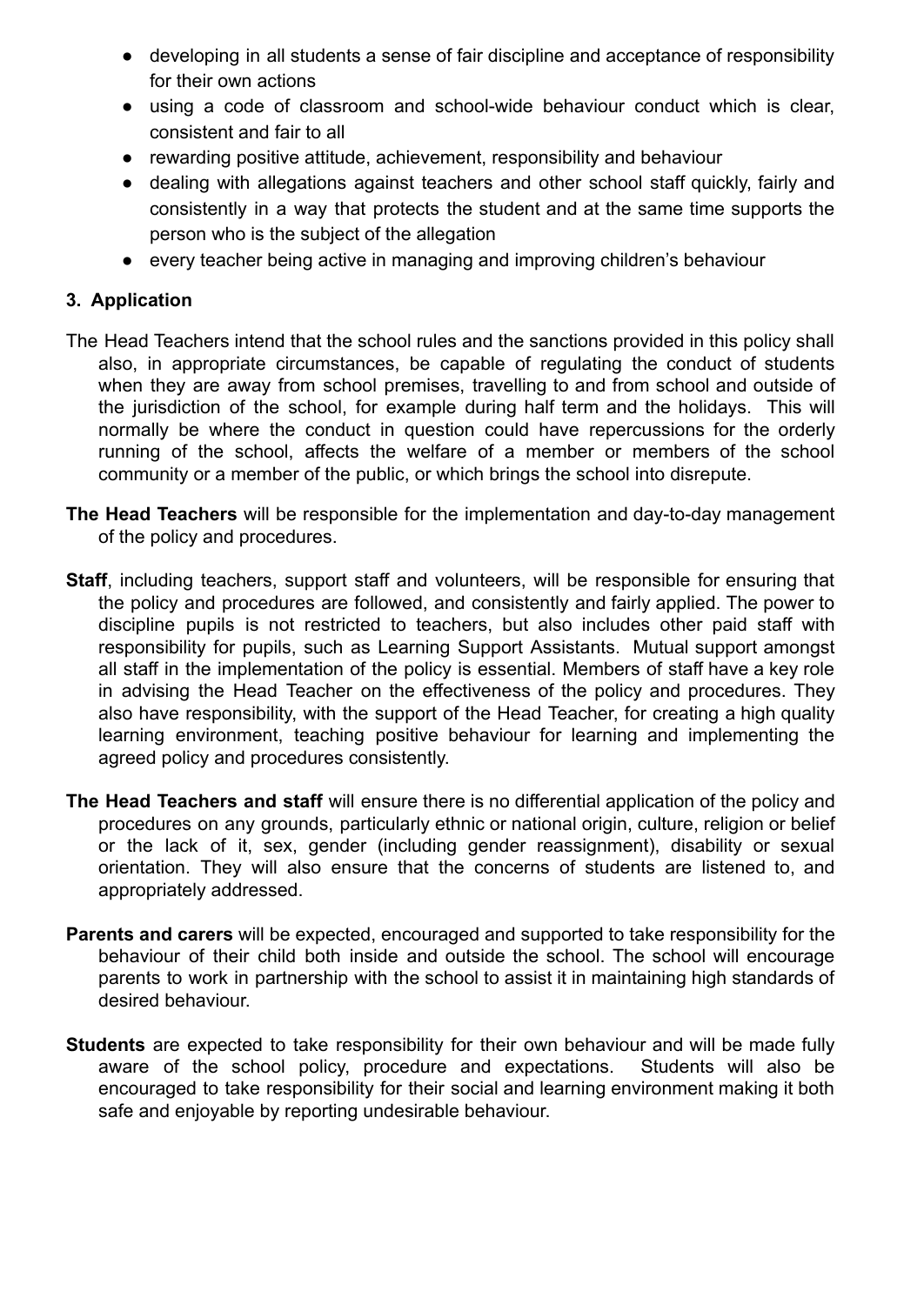- developing in all students a sense of fair discipline and acceptance of responsibility for their own actions
- using a code of classroom and school-wide behaviour conduct which is clear, consistent and fair to all
- rewarding positive attitude, achievement, responsibility and behaviour
- dealing with allegations against teachers and other school staff quickly, fairly and consistently in a way that protects the student and at the same time supports the person who is the subject of the allegation
- every teacher being active in managing and improving children's behaviour

## 3. Application

The Head Teachers intend that the school rules and the sanctions provided in this policy shall also, in appropriate circumstances, be capable of regulating the conduct of students when they are away from school premises, travelling to and from school and outside of the jurisdiction of the school, for example during half term and the holidays. This will normally be where the conduct in question could have repercussions for the orderly running of the school, affects the welfare of a member or members of the school community or a member of the public, or which brings the school into disrepute.

**The Head Teachers** will be responsible for the implementation and day-to-day management of the policy and procedures.

**Staff**, including teachers, support staff and volunteers, will be responsible for ensuring that the policy and procedures are followed, and consistently and fairly applied. The power to discipline pupils is not restricted to teachers, but also includes other paid staff with responsibility for pupils, such as Learning Support Assistants. Mutual support amongst all staff in the implementation of the policy is essential. Members of staff have a key role in advising the Head Teacher on the effectiveness of the policy and procedures. They also have responsibility, with the support of the Head Teacher, for creating a high quality learning environment, teaching positive behaviour for learning and implementing the agreed policy and procedures consistently.

**The Head Teachers and staff** will ensure there is no differential application of the policy and procedures on any grounds, particularly ethnic or national origin, culture, religion or belief or the lack of it, sex, gender (including gender reassignment), disability or sexual orientation. They will also ensure that the concerns of students are listened to, and appropriately addressed.

**Parents and carers** will be expected, encouraged and supported to take responsibility for the behaviour of their child both inside and outside the school. The school will encourage parents to work in partnership with the school to assist it in maintaining high standards of desired behaviour.

**Students** are expected to take responsibility for their own behaviour and will be made fully aware of the school policy, procedure and expectations. Students will also be encouraged to take responsibility for their social and learning environment making it both safe and enjoyable by reporting undesirable behaviour.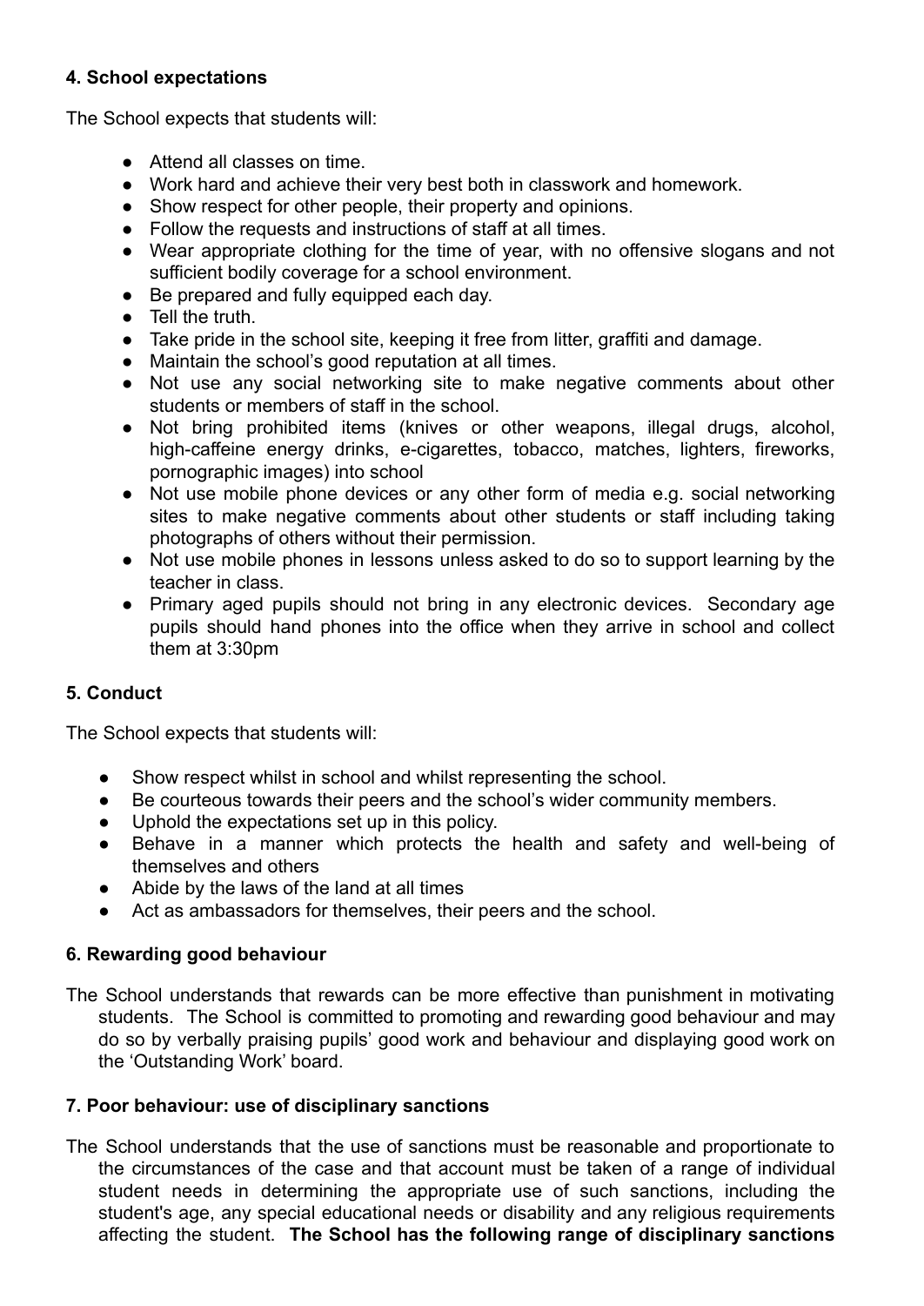### 4. School expectations

The School expects that students will:

- Attend all classes on time.
- Work hard and achieve their very best both in classwork and homework.
- Show respect for other people, their property and opinions.
- Follow the requests and instructions of staff at all times.
- Wear appropriate clothing for the time of year, with no offensive slogans and not sufficient bodily coverage for a school environment.
- Be prepared and fully equipped each day.
- Tell the truth.
- Take pride in the school site, keeping it free from litter, graffiti and damage.
- Maintain the school's good reputation at all times.
- Not use any social networking site to make negative comments about other students or members of staff in the school.
- Not bring prohibited items (knives or other weapons, illegal drugs, alcohol, high-caffeine energy drinks, e-cigarettes, tobacco, matches, lighters, fireworks, pornographic images) into school
- Not use mobile phone devices or any other form of media e.g. social networking sites to make negative comments about other students or staff including taking photographs of others without their permission.
- Not use mobile phones in lessons unless asked to do so to support learning by the teacher in class.
- Primary aged pupils should not bring in any electronic devices. Secondary age pupils should hand phones into the office when they arrive in school and collect them at 3:30pm

### 5. Conduct

The School expects that students will:

- Show respect whilst in school and whilst representing the school.
- Be courteous towards their peers and the school's wider community members.
- Uphold the expectations set up in this policy.
- Behave in a manner which protects the health and safety and well-being of themselves and others
- Abide by the laws of the land at all times
- Act as ambassadors for themselves, their peers and the school.

### 6. Rewarding good behaviour

The School understands that rewards can be more effective than punishment in motivating students. The School is committed to promoting and rewarding good behaviour and may do so by verbally praising pupils' good work and behaviour and displaying good work on the 'Outstanding Work' board.

### 7. Poor behaviour: use of disciplinary sanctions

The School understands that the use of sanctions must be reasonable and proportionate to the circumstances of the case and that account must be taken of a range of individual student needs in determining the appropriate use of such sanctions, including the student's age, any special educational needs or disability and any religious requirements affecting the student. **The School has the following range of disciplinary sanctions**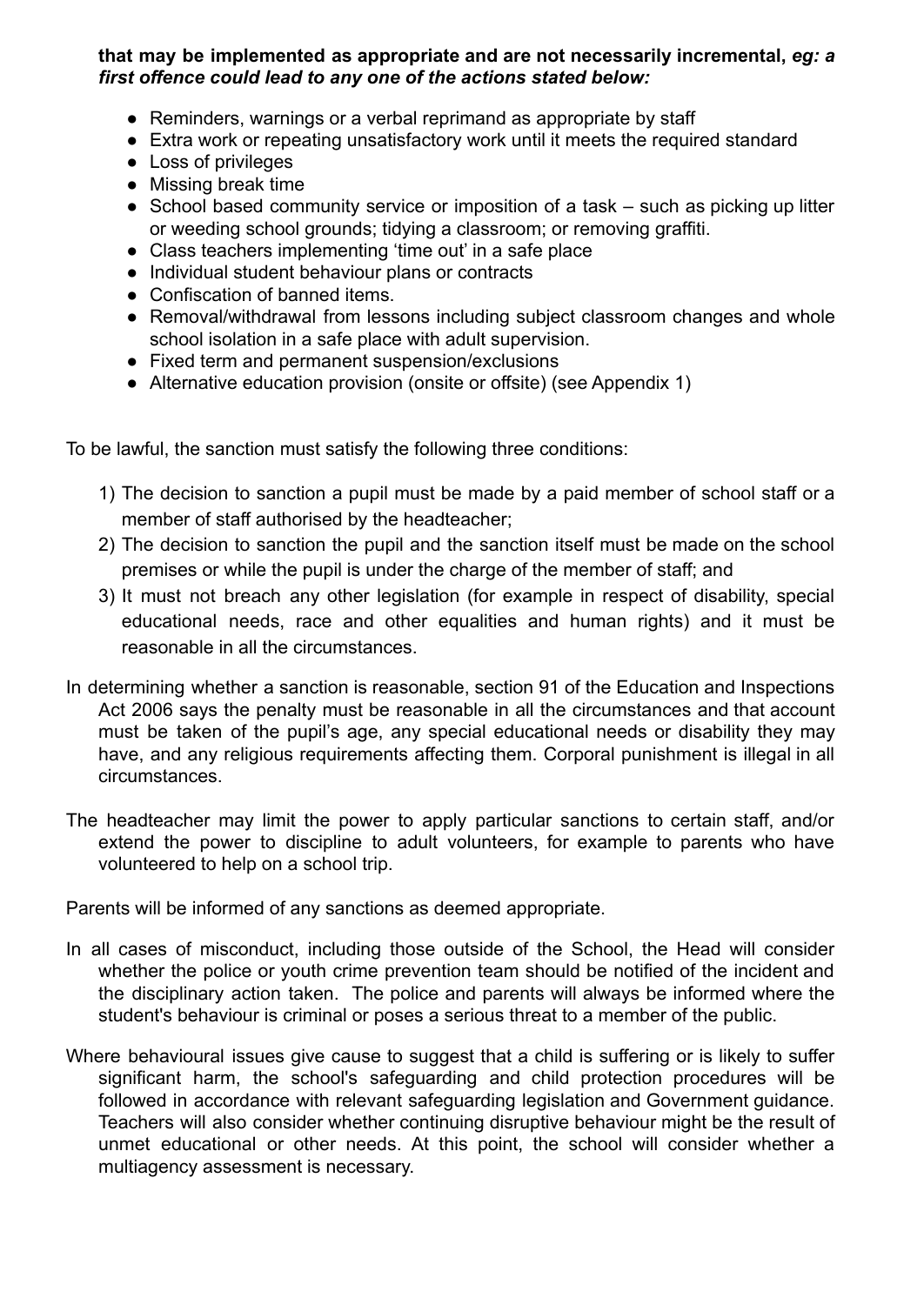**that may be implemented as appropriate and are not necessarily incremental, *eg: a first offence could lead to any one of the actions stated below:***

- Reminders, warnings or a verbal reprimand as appropriate by staff
- Extra work or repeating unsatisfactory work until it meets the required standard
- Loss of privileges
- Missing break time
- School based community service or imposition of a task – such as picking up litter or weeding school grounds; tidying a classroom; or removing graffiti.
- Class teachers implementing 'time out' in a safe place
- Individual student behaviour plans or contracts
- Confiscation of banned items.
- Removal/withdrawal from lessons including subject classroom changes and whole school isolation in a safe place with adult supervision.
- Fixed term and permanent suspension/exclusions
- Alternative education provision (onsite or offsite) (see Appendix 1)

To be lawful, the sanction must satisfy the following three conditions:

1) The decision to sanction a pupil must be made by a paid member of school staff or a member of staff authorised by the headteacher;
2) The decision to sanction the pupil and the sanction itself must be made on the school premises or while the pupil is under the charge of the member of staff; and
3) It must not breach any other legislation (for example in respect of disability, special educational needs, race and other equalities and human rights) and it must be reasonable in all the circumstances.

In determining whether a sanction is reasonable, section 91 of the Education and Inspections Act 2006 says the penalty must be reasonable in all the circumstances and that account must be taken of the pupil's age, any special educational needs or disability they may have, and any religious requirements affecting them. Corporal punishment is illegal in all circumstances.

The headteacher may limit the power to apply particular sanctions to certain staff, and/or extend the power to discipline to adult volunteers, for example to parents who have volunteered to help on a school trip.

Parents will be informed of any sanctions as deemed appropriate.

In all cases of misconduct, including those outside of the School, the Head will consider whether the police or youth crime prevention team should be notified of the incident and the disciplinary action taken. The police and parents will always be informed where the student's behaviour is criminal or poses a serious threat to a member of the public.

Where behavioural issues give cause to suggest that a child is suffering or is likely to suffer significant harm, the school's safeguarding and child protection procedures will be followed in accordance with relevant safeguarding legislation and Government guidance. Teachers will also consider whether continuing disruptive behaviour might be the result of unmet educational or other needs. At this point, the school will consider whether a multiagency assessment is necessary.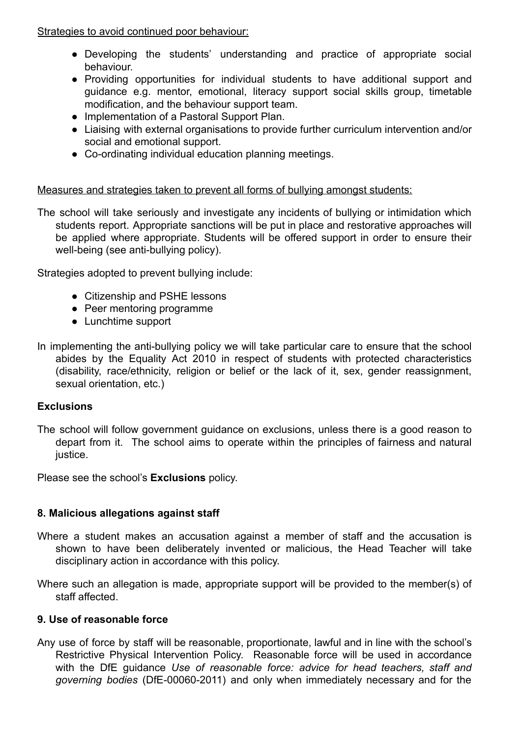Strategies to avoid continued poor behaviour:

- Developing the students' understanding and practice of appropriate social behaviour.
- Providing opportunities for individual students to have additional support and guidance e.g. mentor, emotional, literacy support social skills group, timetable modification, and the behaviour support team.
- Implementation of a Pastoral Support Plan.
- Liaising with external organisations to provide further curriculum intervention and/or social and emotional support.
- Co-ordinating individual education planning meetings.

Measures and strategies taken to prevent all forms of bullying amongst students:

The school will take seriously and investigate any incidents of bullying or intimidation which students report. Appropriate sanctions will be put in place and restorative approaches will be applied where appropriate. Students will be offered support in order to ensure their well-being (see anti-bullying policy).

Strategies adopted to prevent bullying include:

- Citizenship and PSHE lessons
- Peer mentoring programme
- Lunchtime support

In implementing the anti-bullying policy we will take particular care to ensure that the school abides by the Equality Act 2010 in respect of students with protected characteristics (disability, race/ethnicity, religion or belief or the lack of it, sex, gender reassignment, sexual orientation, etc.)

**Exclusions**

The school will follow government guidance on exclusions, unless there is a good reason to depart from it. The school aims to operate within the principles of fairness and natural justice.

Please see the school's **Exclusions** policy.

**8. Malicious allegations against staff**

Where a student makes an accusation against a member of staff and the accusation is shown to have been deliberately invented or malicious, the Head Teacher will take disciplinary action in accordance with this policy.

Where such an allegation is made, appropriate support will be provided to the member(s) of staff affected.

**9. Use of reasonable force**

Any use of force by staff will be reasonable, proportionate, lawful and in line with the school's Restrictive Physical Intervention Policy. Reasonable force will be used in accordance with the DfE guidance *Use of reasonable force: advice for head teachers, staff and governing bodies* (DfE-00060-2011) and only when immediately necessary and for the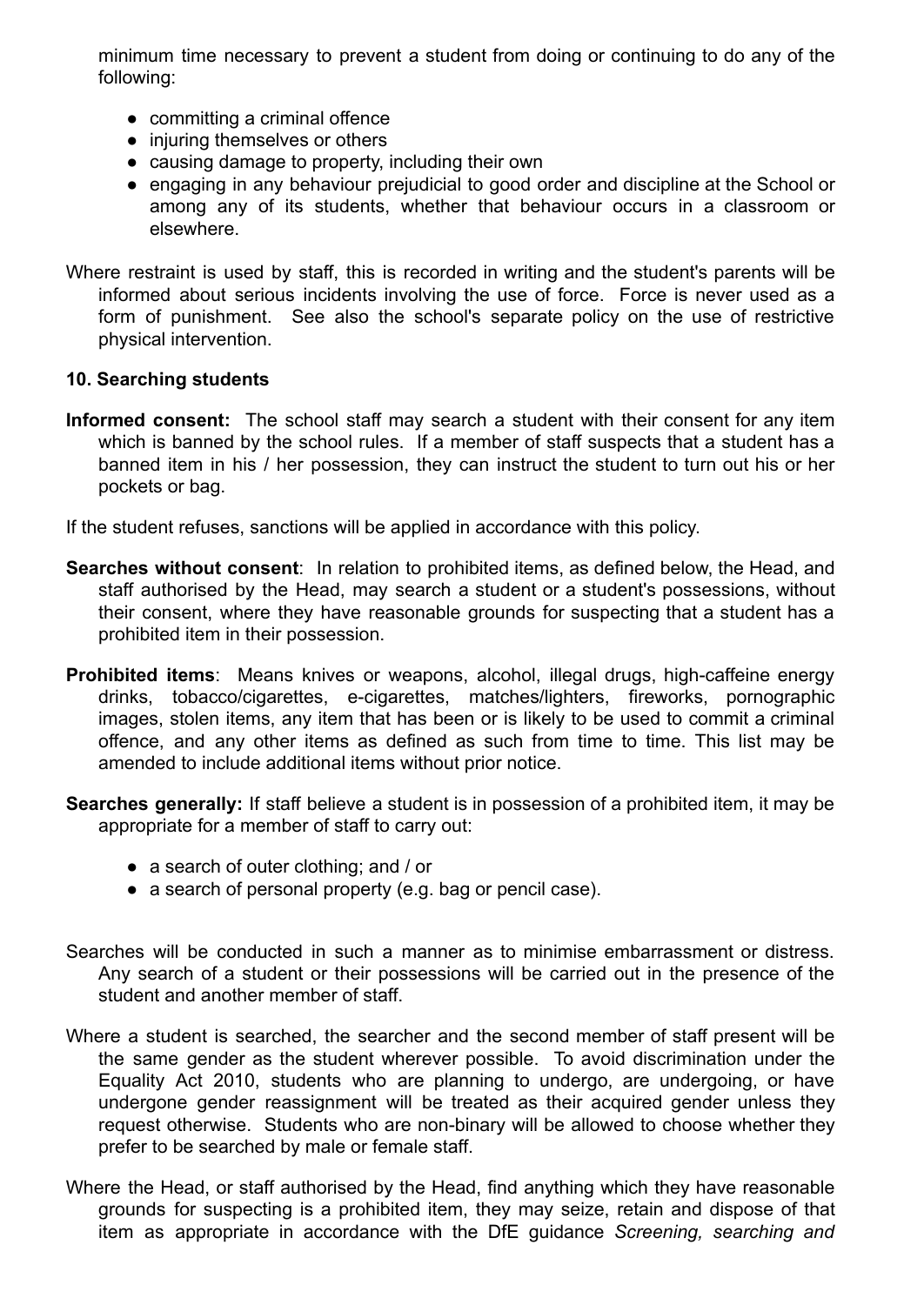minimum time necessary to prevent a student from doing or continuing to do any of the following:

- committing a criminal offence
- injuring themselves or others
- causing damage to property, including their own
- engaging in any behaviour prejudicial to good order and discipline at the School or among any of its students, whether that behaviour occurs in a classroom or elsewhere.

Where restraint is used by staff, this is recorded in writing and the student's parents will be informed about serious incidents involving the use of force. Force is never used as a form of punishment. See also the school's separate policy on the use of restrictive physical intervention.

**10. Searching students**

**Informed consent:** The school staff may search a student with their consent for any item which is banned by the school rules. If a member of staff suspects that a student has a banned item in his / her possession, they can instruct the student to turn out his or her pockets or bag.

If the student refuses, sanctions will be applied in accordance with this policy.

**Searches without consent**: In relation to prohibited items, as defined below, the Head, and staff authorised by the Head, may search a student or a student's possessions, without their consent, where they have reasonable grounds for suspecting that a student has a prohibited item in their possession.

**Prohibited items**: Means knives or weapons, alcohol, illegal drugs, high-caffeine energy drinks, tobacco/cigarettes, e-cigarettes, matches/lighters, fireworks, pornographic images, stolen items, any item that has been or is likely to be used to commit a criminal offence, and any other items as defined as such from time to time. This list may be amended to include additional items without prior notice.

**Searches generally:** If staff believe a student is in possession of a prohibited item, it may be appropriate for a member of staff to carry out:

- a search of outer clothing; and / or
- a search of personal property (e.g. bag or pencil case).

Searches will be conducted in such a manner as to minimise embarrassment or distress. Any search of a student or their possessions will be carried out in the presence of the student and another member of staff.

Where a student is searched, the searcher and the second member of staff present will be the same gender as the student wherever possible. To avoid discrimination under the Equality Act 2010, students who are planning to undergo, are undergoing, or have undergone gender reassignment will be treated as their acquired gender unless they request otherwise. Students who are non-binary will be allowed to choose whether they prefer to be searched by male or female staff.

Where the Head, or staff authorised by the Head, find anything which they have reasonable grounds for suspecting is a prohibited item, they may seize, retain and dispose of that item as appropriate in accordance with the DfE guidance *Screening, searching and*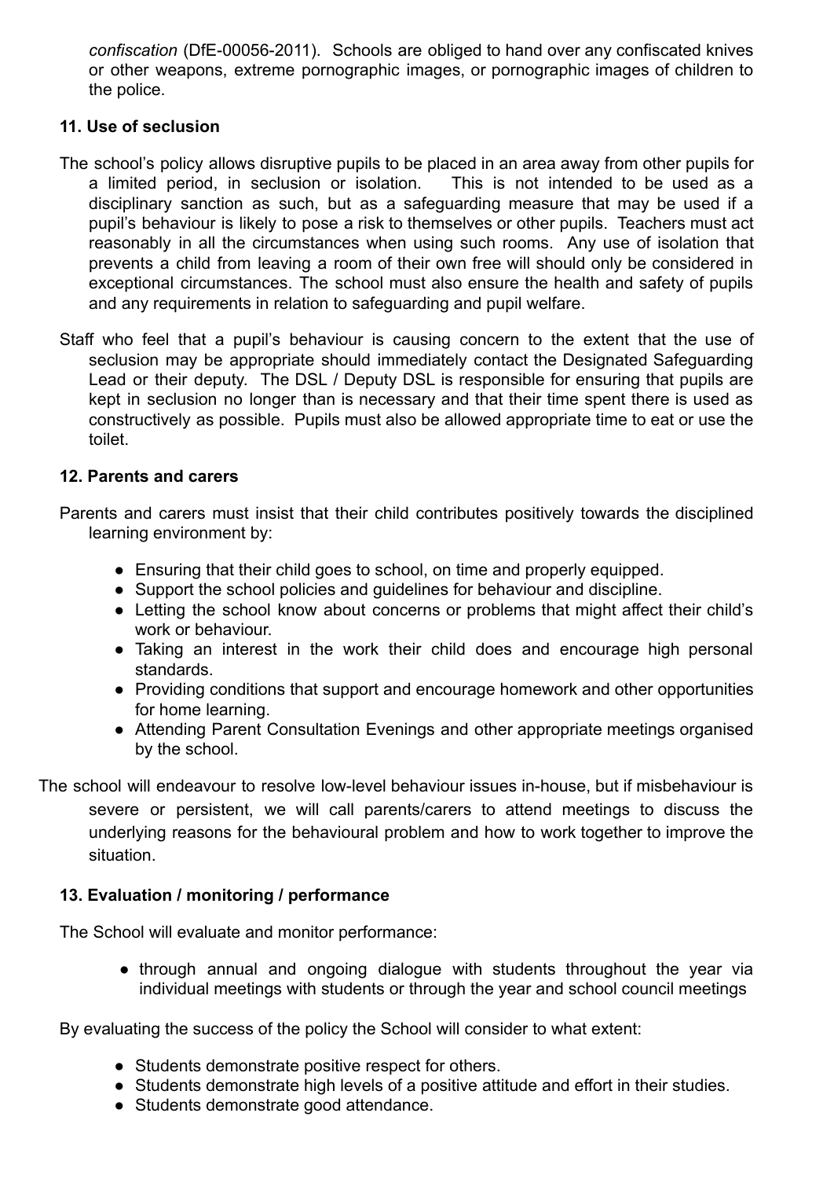*confiscation* (DfE-00056-2011). Schools are obliged to hand over any confiscated knives or other weapons, extreme pornographic images, or pornographic images of children to the police.

**11. Use of seclusion**

The school's policy allows disruptive pupils to be placed in an area away from other pupils for a limited period, in seclusion or isolation. This is not intended to be used as a disciplinary sanction as such, but as a safeguarding measure that may be used if a pupil's behaviour is likely to pose a risk to themselves or other pupils. Teachers must act reasonably in all the circumstances when using such rooms. Any use of isolation that prevents a child from leaving a room of their own free will should only be considered in exceptional circumstances. The school must also ensure the health and safety of pupils and any requirements in relation to safeguarding and pupil welfare.

Staff who feel that a pupil's behaviour is causing concern to the extent that the use of seclusion may be appropriate should immediately contact the Designated Safeguarding Lead or their deputy. The DSL / Deputy DSL is responsible for ensuring that pupils are kept in seclusion no longer than is necessary and that their time spent there is used as constructively as possible. Pupils must also be allowed appropriate time to eat or use the toilet.

**12. Parents and carers**

Parents and carers must insist that their child contributes positively towards the disciplined learning environment by:

- Ensuring that their child goes to school, on time and properly equipped.
- Support the school policies and guidelines for behaviour and discipline.
- Letting the school know about concerns or problems that might affect their child's work or behaviour.
- Taking an interest in the work their child does and encourage high personal standards.
- Providing conditions that support and encourage homework and other opportunities for home learning.
- Attending Parent Consultation Evenings and other appropriate meetings organised by the school.

The school will endeavour to resolve low-level behaviour issues in-house, but if misbehaviour is severe or persistent, we will call parents/carers to attend meetings to discuss the underlying reasons for the behavioural problem and how to work together to improve the situation.

**13. Evaluation / monitoring / performance**

The School will evaluate and monitor performance:

- through annual and ongoing dialogue with students throughout the year via individual meetings with students or through the year and school council meetings

By evaluating the success of the policy the School will consider to what extent:

- Students demonstrate positive respect for others.
- Students demonstrate high levels of a positive attitude and effort in their studies.
- Students demonstrate good attendance.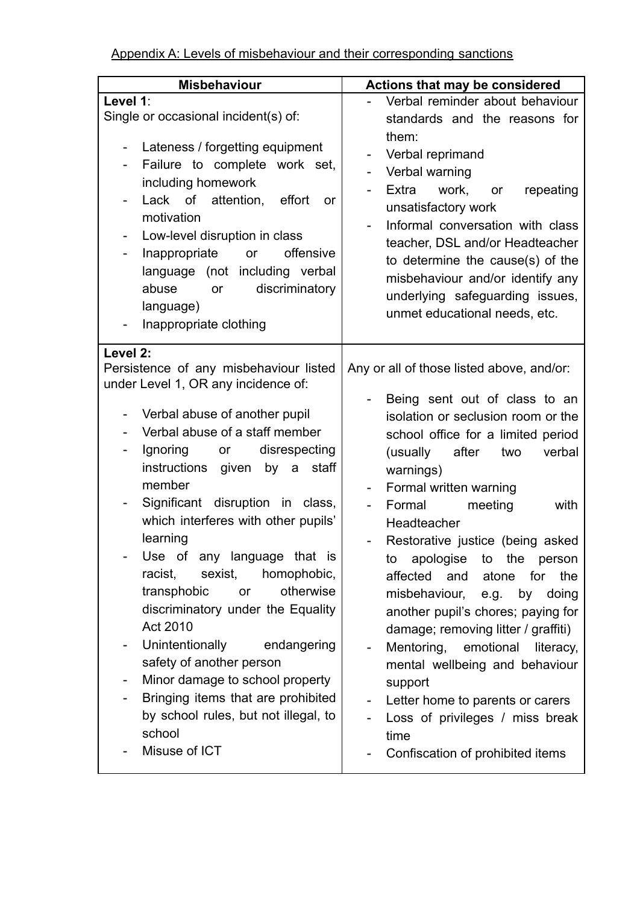Appendix A: Levels of misbehaviour and their corresponding sanctions

| Misbehaviour | Actions that may be considered |
|---|---|
| **Level 1**:<br>Single or occasional incident(s) of:<br><br>- Lateness / forgetting equipment<br>- Failure to complete work set, including homework<br>- Lack of attention, effort or motivation<br>- Low-level disruption in class<br>- Inappropriate or offensive language (not including verbal abuse or discriminatory language)<br>- Inappropriate clothing | - Verbal reminder about behaviour standards and the reasons for them:<br>- Verbal reprimand<br>- Verbal warning<br>- Extra work, or repeating unsatisfactory work<br>- Informal conversation with class teacher, DSL and/or Headteacher to determine the cause(s) of the misbehaviour and/or identify any underlying safeguarding issues, unmet educational needs, etc. |
| **Level 2:**<br>Persistence of any misbehaviour listed under Level 1, OR any incidence of:<br><br>- Verbal abuse of another pupil<br>- Verbal abuse of a staff member<br>- Ignoring or disrespecting instructions given by a staff member<br>- Significant disruption in class, which interferes with other pupils' learning<br>- Use of any language that is racist, sexist, homophobic, transphobic or otherwise discriminatory under the Equality Act 2010<br>- Unintentionally endangering safety of another person<br>- Minor damage to school property<br>- Bringing items that are prohibited by school rules, but not illegal, to school<br>- Misuse of ICT | Any or all of those listed above, and/or:<br><br>- Being sent out of class to an isolation or seclusion room or the school office for a limited period (usually after two verbal warnings)<br>- Formal written warning<br>- Formal meeting with Headteacher<br>- Restorative justice (being asked to apologise to the person affected and atone for the misbehaviour, e.g. by doing another pupil's chores; paying for damage; removing litter / graffiti)<br>- Mentoring, emotional literacy, mental wellbeing and behaviour support<br>- Letter home to parents or carers<br>- Loss of privileges / miss break time<br>- Confiscation of prohibited items |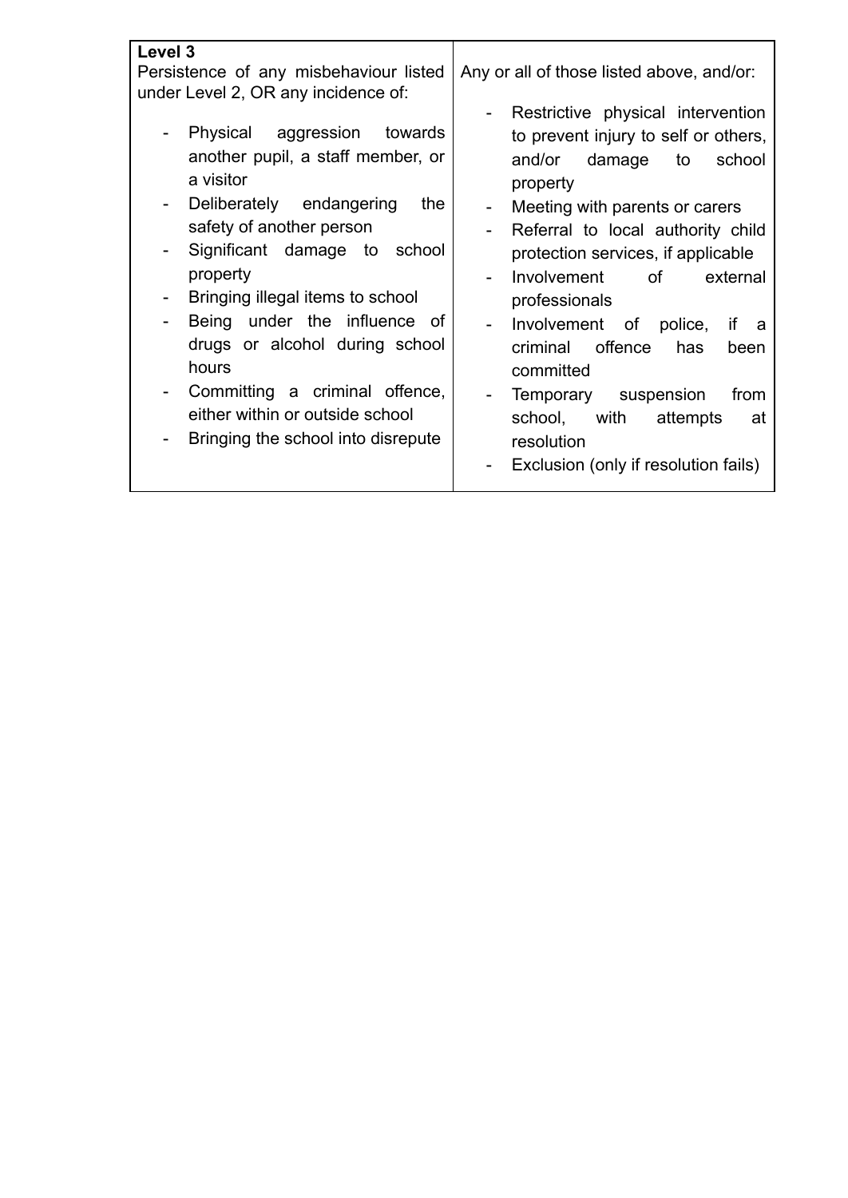| | |
|---|---|
| **Level 3**<br>Persistence of any misbehaviour listed under Level 2, OR any incidence of:<br>- Physical aggression towards another pupil, a staff member, or a visitor<br>- Deliberately endangering the safety of another person<br>- Significant damage to school property<br>- Bringing illegal items to school<br>- Being under the influence of drugs or alcohol during school hours<br>- Committing a criminal offence, either within or outside school<br>- Bringing the school into disrepute | Any or all of those listed above, and/or:<br>- Restrictive physical intervention to prevent injury to self or others, and/or damage to school property<br>- Meeting with parents or carers<br>- Referral to local authority child protection services, if applicable<br>- Involvement of external professionals<br>- Involvement of police, if a criminal offence has been committed<br>- Temporary suspension from school, with attempts at resolution<br>- Exclusion (only if resolution fails) |